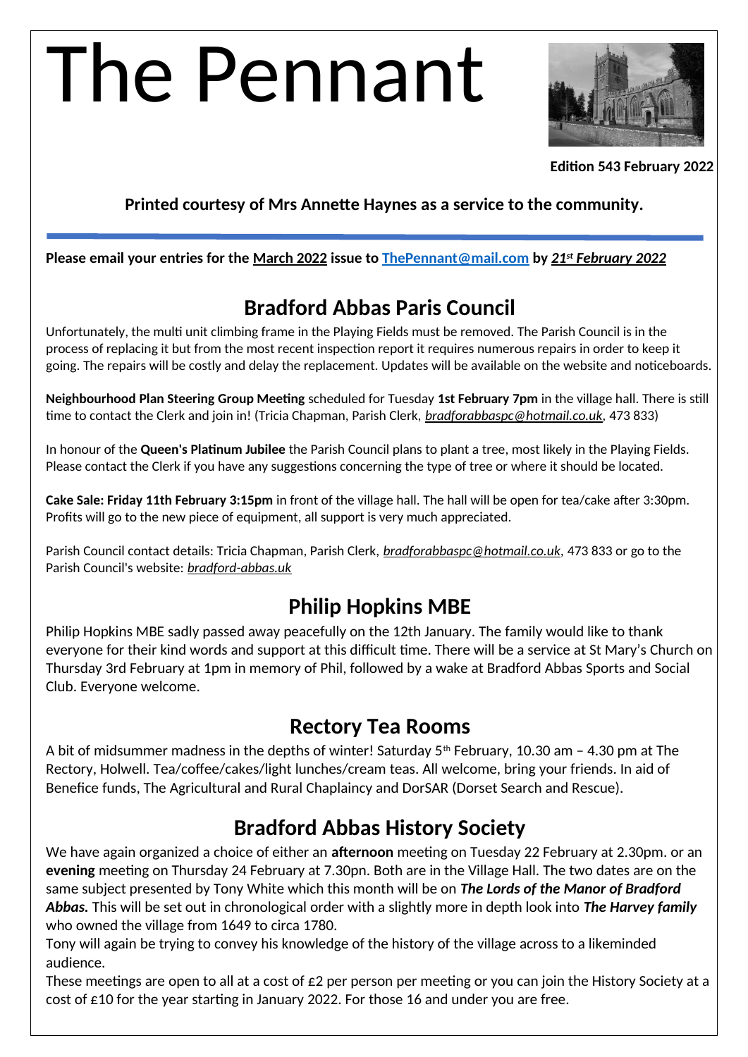# The Pennant

**Edition 543 February 2022**

**Printed courtesy of Mrs Annette Haynes as a service to the community.**

**Please email your entries for the March 2022 issue to ThePennant@mail.com by *21st February 2022***

## Bradford Abbas Paris Council

Unfortunately, the multi unit climbing frame in the Playing Fields must be removed. The Parish Council is in the process of replacing it but from the most recent inspection report it requires numerous repairs in order to keep it going. The repairs will be costly and delay the replacement. Updates will be available on the website and noticeboards.

**Neighbourhood Plan Steering Group Meeting** scheduled for Tuesday **1st February 7pm** in the village hall. There is still time to contact the Clerk and join in! (Tricia Chapman, Parish Clerk, *bradforabbaspc@hotmail.co.uk*, 473 833)

In honour of the **Queen's Platinum Jubilee** the Parish Council plans to plant a tree, most likely in the Playing Fields. Please contact the Clerk if you have any suggestions concerning the type of tree or where it should be located.

**Cake Sale: Friday 11th February 3:15pm** in front of the village hall. The hall will be open for tea/cake after 3:30pm. Profits will go to the new piece of equipment, all support is very much appreciated.

Parish Council contact details: Tricia Chapman, Parish Clerk, *bradforabbaspc@hotmail.co.uk*, 473 833 or go to the Parish Council's website: *bradford-abbas.uk*

## Philip Hopkins MBE

Philip Hopkins MBE sadly passed away peacefully on the 12th January. The family would like to thank everyone for their kind words and support at this difficult time. There will be a service at St Mary's Church on Thursday 3rd February at 1pm in memory of Phil, followed by a wake at Bradford Abbas Sports and Social Club. Everyone welcome.

## Rectory Tea Rooms

A bit of midsummer madness in the depths of winter! Saturday 5th February, 10.30 am – 4.30 pm at The Rectory, Holwell. Tea/coffee/cakes/light lunches/cream teas. All welcome, bring your friends. In aid of Benefice funds, The Agricultural and Rural Chaplaincy and DorSAR (Dorset Search and Rescue).

## Bradford Abbas History Society

We have again organized a choice of either an **afternoon** meeting on Tuesday 22 February at 2.30pm. or an **evening** meeting on Thursday 24 February at 7.30pn. Both are in the Village Hall. The two dates are on the same subject presented by Tony White which this month will be on ***The Lords of the Manor of Bradford Abbas.*** This will be set out in chronological order with a slightly more in depth look into ***The Harvey family*** who owned the village from 1649 to circa 1780.

Tony will again be trying to convey his knowledge of the history of the village across to a likeminded audience.

These meetings are open to all at a cost of £2 per person per meeting or you can join the History Society at a cost of £10 for the year starting in January 2022. For those 16 and under you are free.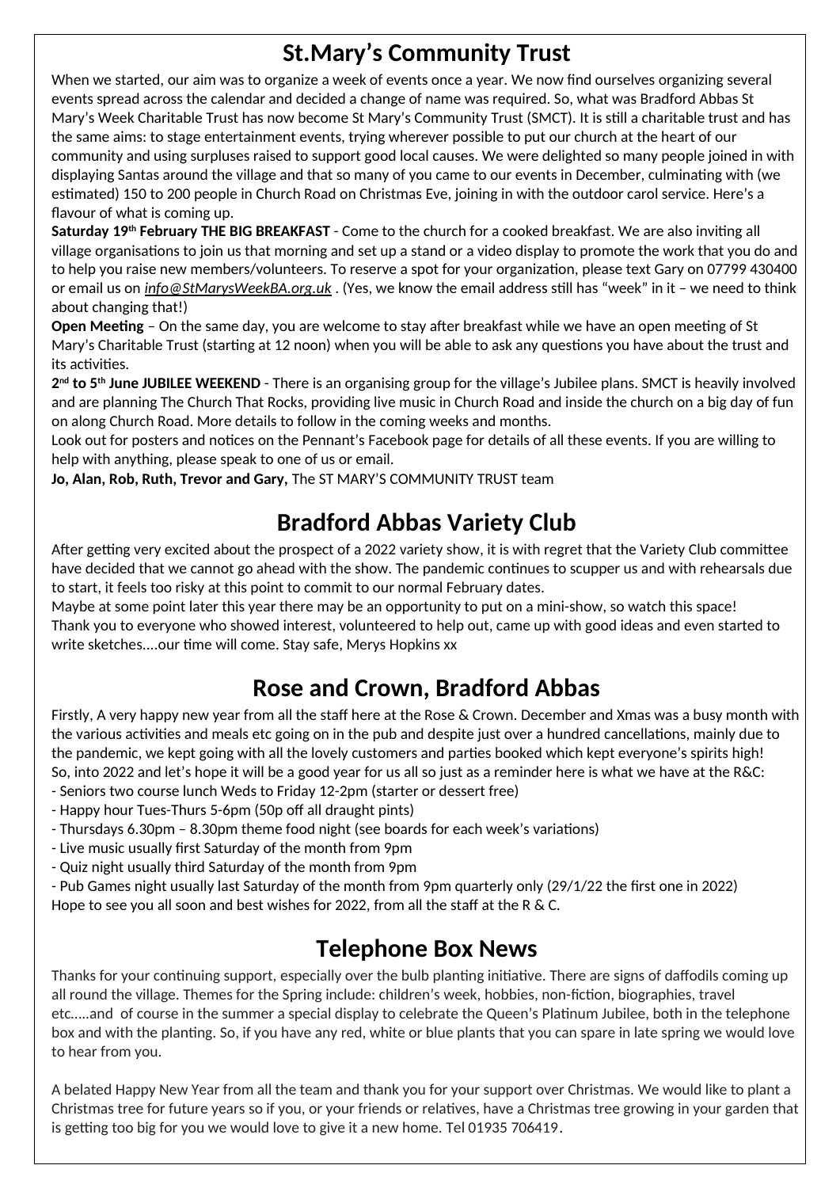## St.Mary's Community Trust

When we started, our aim was to organize a week of events once a year. We now find ourselves organizing several events spread across the calendar and decided a change of name was required. So, what was Bradford Abbas St Mary's Week Charitable Trust has now become St Mary's Community Trust (SMCT). It is still a charitable trust and has the same aims: to stage entertainment events, trying wherever possible to put our church at the heart of our community and using surpluses raised to support good local causes. We were delighted so many people joined in with displaying Santas around the village and that so many of you came to our events in December, culminating with (we estimated) 150 to 200 people in Church Road on Christmas Eve, joining in with the outdoor carol service. Here's a flavour of what is coming up.

**Saturday 19th February THE BIG BREAKFAST** - Come to the church for a cooked breakfast. We are also inviting all village organisations to join us that morning and set up a stand or a video display to promote the work that you do and to help you raise new members/volunteers. To reserve a spot for your organization, please text Gary on 07799 430400 or email us on *info@StMarysWeekBA.org.uk* . (Yes, we know the email address still has "week" in it – we need to think about changing that!)

**Open Meeting** – On the same day, you are welcome to stay after breakfast while we have an open meeting of St Mary's Charitable Trust (starting at 12 noon) when you will be able to ask any questions you have about the trust and its activities.

**2nd to 5th June JUBILEE WEEKEND** - There is an organising group for the village's Jubilee plans. SMCT is heavily involved and are planning The Church That Rocks, providing live music in Church Road and inside the church on a big day of fun on along Church Road. More details to follow in the coming weeks and months.

Look out for posters and notices on the Pennant's Facebook page for details of all these events. If you are willing to help with anything, please speak to one of us or email.

**Jo, Alan, Rob, Ruth, Trevor and Gary,** The ST MARY'S COMMUNITY TRUST team

## Bradford Abbas Variety Club

After getting very excited about the prospect of a 2022 variety show, it is with regret that the Variety Club committee have decided that we cannot go ahead with the show. The pandemic continues to scupper us and with rehearsals due to start, it feels too risky at this point to commit to our normal February dates.

Maybe at some point later this year there may be an opportunity to put on a mini-show, so watch this space!

Thank you to everyone who showed interest, volunteered to help out, came up with good ideas and even started to write sketches....our time will come. Stay safe, Merys Hopkins xx

## Rose and Crown, Bradford Abbas

Firstly, A very happy new year from all the staff here at the Rose & Crown. December and Xmas was a busy month with the various activities and meals etc going on in the pub and despite just over a hundred cancellations, mainly due to the pandemic, we kept going with all the lovely customers and parties booked which kept everyone's spirits high!

So, into 2022 and let's hope it will be a good year for us all so just as a reminder here is what we have at the R&C:

- Seniors two course lunch Weds to Friday 12-2pm (starter or dessert free)
- Happy hour Tues-Thurs 5-6pm (50p off all draught pints)
- Thursdays 6.30pm – 8.30pm theme food night (see boards for each week's variations)
- Live music usually first Saturday of the month from 9pm
- Quiz night usually third Saturday of the month from 9pm
- Pub Games night usually last Saturday of the month from 9pm quarterly only (29/1/22 the first one in 2022)

Hope to see you all soon and best wishes for 2022, from all the staff at the R & C.

## Telephone Box News

Thanks for your continuing support, especially over the bulb planting initiative. There are signs of daffodils coming up all round the village. Themes for the Spring include: children's week, hobbies, non-fiction, biographies, travel etc.....and of course in the summer a special display to celebrate the Queen's Platinum Jubilee, both in the telephone box and with the planting. So, if you have any red, white or blue plants that you can spare in late spring we would love to hear from you.

A belated Happy New Year from all the team and thank you for your support over Christmas. We would like to plant a Christmas tree for future years so if you, or your friends or relatives, have a Christmas tree growing in your garden that is getting too big for you we would love to give it a new home. Tel 01935 706419.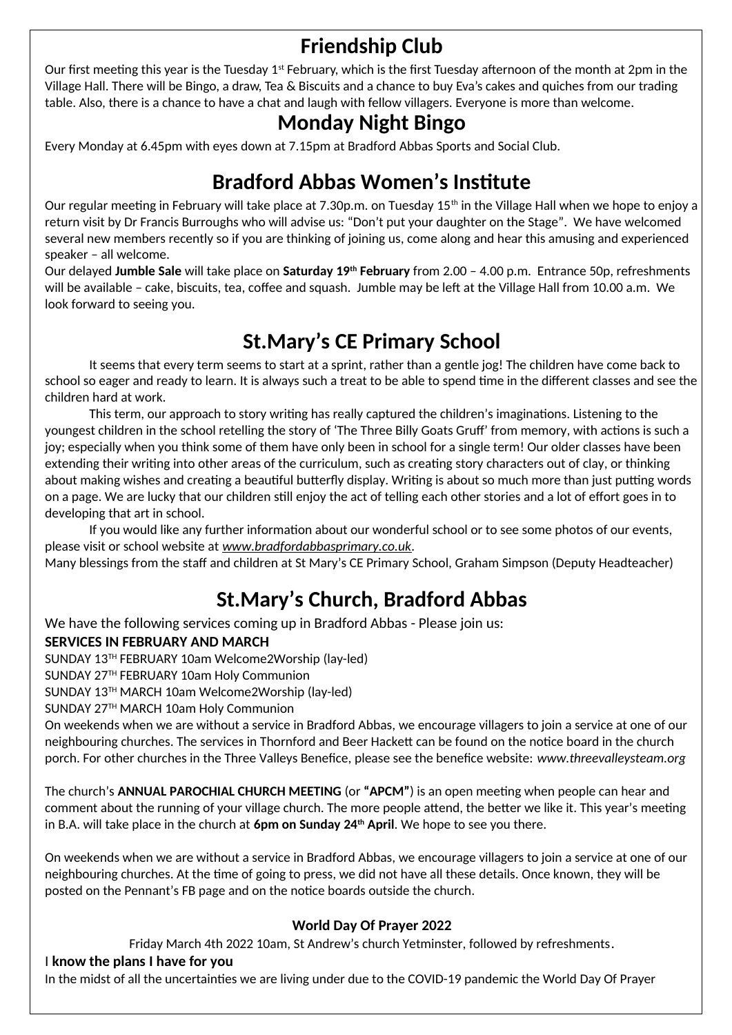## Friendship Club

Our first meeting this year is the Tuesday 1st February, which is the first Tuesday afternoon of the month at 2pm in the Village Hall. There will be Bingo, a draw, Tea & Biscuits and a chance to buy Eva's cakes and quiches from our trading table. Also, there is a chance to have a chat and laugh with fellow villagers. Everyone is more than welcome.

## Monday Night Bingo

Every Monday at 6.45pm with eyes down at 7.15pm at Bradford Abbas Sports and Social Club.

## Bradford Abbas Women's Institute

Our regular meeting in February will take place at 7.30p.m. on Tuesday 15th in the Village Hall when we hope to enjoy a return visit by Dr Francis Burroughs who will advise us: "Don't put your daughter on the Stage". We have welcomed several new members recently so if you are thinking of joining us, come along and hear this amusing and experienced speaker – all welcome.

Our delayed **Jumble Sale** will take place on **Saturday 19th February** from 2.00 – 4.00 p.m. Entrance 50p, refreshments will be available – cake, biscuits, tea, coffee and squash. Jumble may be left at the Village Hall from 10.00 a.m. We look forward to seeing you.

## St.Mary's CE Primary School

It seems that every term seems to start at a sprint, rather than a gentle jog! The children have come back to school so eager and ready to learn. It is always such a treat to be able to spend time in the different classes and see the children hard at work.

This term, our approach to story writing has really captured the children's imaginations. Listening to the youngest children in the school retelling the story of 'The Three Billy Goats Gruff' from memory, with actions is such a joy; especially when you think some of them have only been in school for a single term! Our older classes have been extending their writing into other areas of the curriculum, such as creating story characters out of clay, or thinking about making wishes and creating a beautiful butterfly display. Writing is about so much more than just putting words on a page. We are lucky that our children still enjoy the act of telling each other stories and a lot of effort goes in to developing that art in school.

If you would like any further information about our wonderful school or to see some photos of our events, please visit or school website at *www.bradfordabbasprimary.co.uk*.

Many blessings from the staff and children at St Mary's CE Primary School, Graham Simpson (Deputy Headteacher)

## St.Mary's Church, Bradford Abbas

We have the following services coming up in Bradford Abbas - Please join us:

**SERVICES IN FEBRUARY AND MARCH**

SUNDAY 13TH FEBRUARY 10am Welcome2Worship (lay-led)
SUNDAY 27TH FEBRUARY 10am Holy Communion
SUNDAY 13TH MARCH 10am Welcome2Worship (lay-led)
SUNDAY 27TH MARCH 10am Holy Communion

On weekends when we are without a service in Bradford Abbas, we encourage villagers to join a service at one of our neighbouring churches. The services in Thornford and Beer Hackett can be found on the notice board in the church porch. For other churches in the Three Valleys Benefice, please see the benefice website: *www.threevalleysteam.org*

The church's **ANNUAL PAROCHIAL CHURCH MEETING** (or **"APCM"**) is an open meeting when people can hear and comment about the running of your village church. The more people attend, the better we like it. This year's meeting in B.A. will take place in the church at **6pm on Sunday 24th April**. We hope to see you there.

On weekends when we are without a service in Bradford Abbas, we encourage villagers to join a service at one of our neighbouring churches. At the time of going to press, we did not have all these details. Once known, they will be posted on the Pennant's FB page and on the notice boards outside the church.

**World Day Of Prayer 2022**

Friday March 4th 2022 10am, St Andrew's church Yetminster, followed by refreshments.

I **know the plans I have for you**

In the midst of all the uncertainties we are living under due to the COVID-19 pandemic the World Day Of Prayer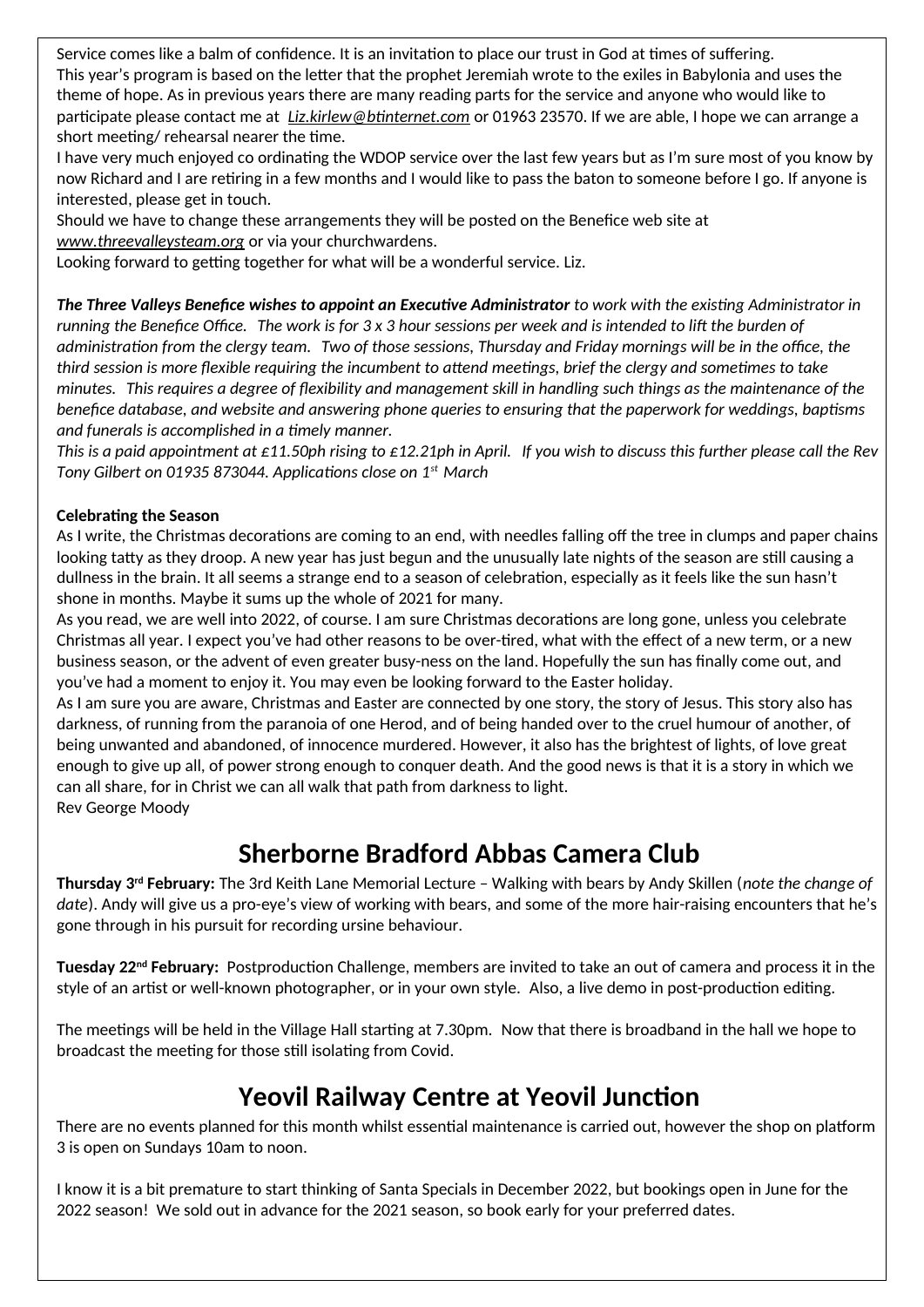Service comes like a balm of confidence. It is an invitation to place our trust in God at times of suffering.
This year's program is based on the letter that the prophet Jeremiah wrote to the exiles in Babylonia and uses the theme of hope. As in previous years there are many reading parts for the service and anyone who would like to participate please contact me at *Liz.kirlew@btinternet.com* or 01963 23570. If we are able, I hope we can arrange a short meeting/ rehearsal nearer the time.
I have very much enjoyed co ordinating the WDOP service over the last few years but as I'm sure most of you know by now Richard and I are retiring in a few months and I would like to pass the baton to someone before I go. If anyone is interested, please get in touch.
Should we have to change these arrangements they will be posted on the Benefice web site at *www.threevalleysteam.org* or via your churchwardens.
Looking forward to getting together for what will be a wonderful service. Liz.

***The Three Valleys Benefice wishes to appoint an Executive Administrator** to work with the existing Administrator in running the Benefice Office. The work is for 3 x 3 hour sessions per week and is intended to lift the burden of administration from the clergy team. Two of those sessions, Thursday and Friday mornings will be in the office, the third session is more flexible requiring the incumbent to attend meetings, brief the clergy and sometimes to take minutes. This requires a degree of flexibility and management skill in handling such things as the maintenance of the benefice database, and website and answering phone queries to ensuring that the paperwork for weddings, baptisms and funerals is accomplished in a timely manner.*
*This is a paid appointment at £11.50ph rising to £12.21ph in April. If you wish to discuss this further please call the Rev Tony Gilbert on 01935 873044. Applications close on 1st March*

**Celebrating the Season**
As I write, the Christmas decorations are coming to an end, with needles falling off the tree in clumps and paper chains looking tatty as they droop. A new year has just begun and the unusually late nights of the season are still causing a dullness in the brain. It all seems a strange end to a season of celebration, especially as it feels like the sun hasn't shone in months. Maybe it sums up the whole of 2021 for many.
As you read, we are well into 2022, of course. I am sure Christmas decorations are long gone, unless you celebrate Christmas all year. I expect you've had other reasons to be over-tired, what with the effect of a new term, or a new business season, or the advent of even greater busy-ness on the land. Hopefully the sun has finally come out, and you've had a moment to enjoy it. You may even be looking forward to the Easter holiday.
As I am sure you are aware, Christmas and Easter are connected by one story, the story of Jesus. This story also has darkness, of running from the paranoia of one Herod, and of being handed over to the cruel humour of another, of being unwanted and abandoned, of innocence murdered. However, it also has the brightest of lights, of love great enough to give up all, of power strong enough to conquer death. And the good news is that it is a story in which we can all share, for in Christ we can all walk that path from darkness to light.
Rev George Moody

# Sherborne Bradford Abbas Camera Club

**Thursday 3rd February:** The 3rd Keith Lane Memorial Lecture – Walking with bears by Andy Skillen (*note the change of date*). Andy will give us a pro-eye's view of working with bears, and some of the more hair-raising encounters that he's gone through in his pursuit for recording ursine behaviour.

**Tuesday 22nd February:** Postproduction Challenge, members are invited to take an out of camera and process it in the style of an artist or well-known photographer, or in your own style. Also, a live demo in post-production editing.

The meetings will be held in the Village Hall starting at 7.30pm. Now that there is broadband in the hall we hope to broadcast the meeting for those still isolating from Covid.

# Yeovil Railway Centre at Yeovil Junction

There are no events planned for this month whilst essential maintenance is carried out, however the shop on platform 3 is open on Sundays 10am to noon.

I know it is a bit premature to start thinking of Santa Specials in December 2022, but bookings open in June for the 2022 season! We sold out in advance for the 2021 season, so book early for your preferred dates.